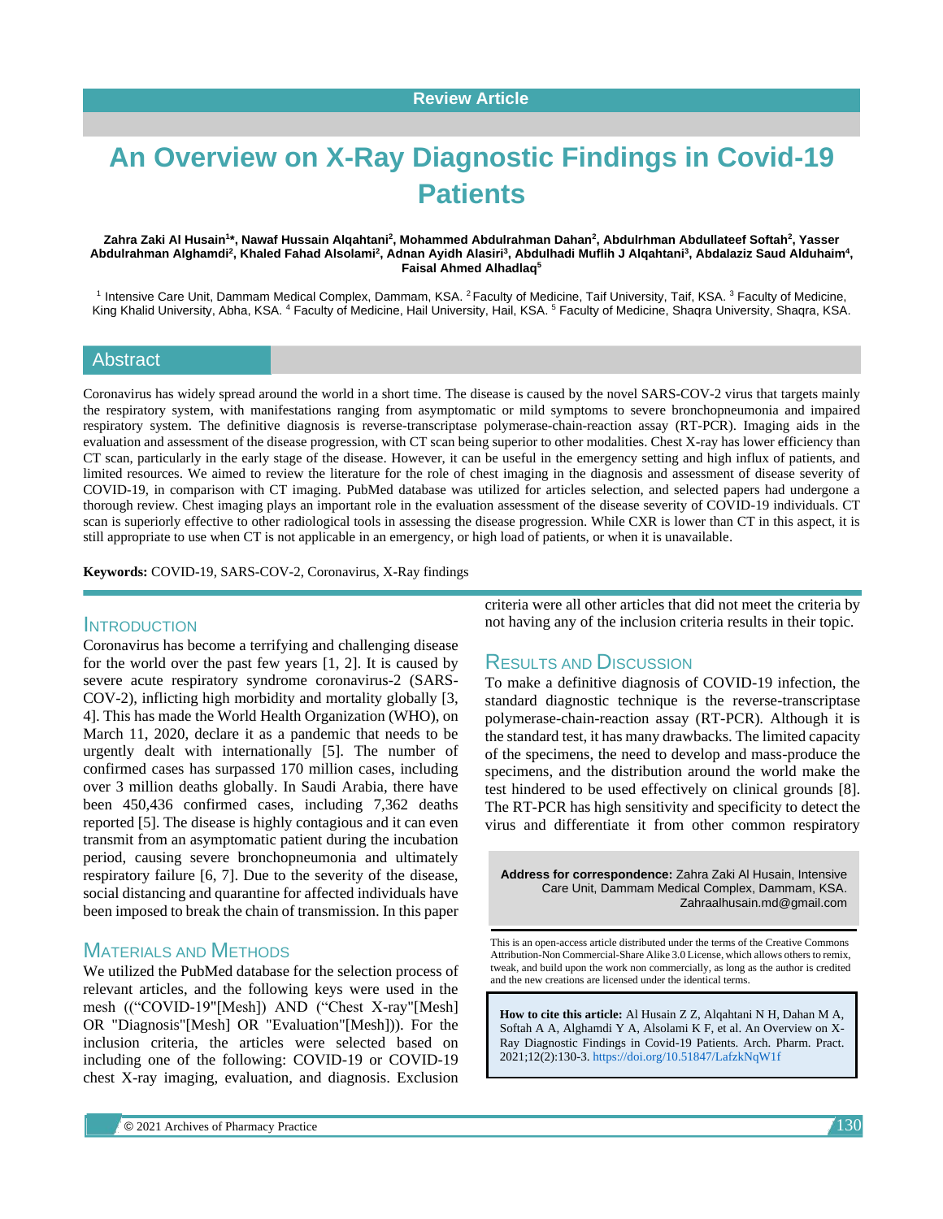Review Article

# An Overview on X-Ray Diagnostic Findings in Covid-19 Patients

**Zahra Zaki Al Husain[1]*, Nawaf Hussain Alqahtani[2], Mohammed Abdulrahman Dahan[2], Abdulrhman Abdullateef Softah[2], Yasser Abdulrahman Alghamdi[2], Khaled Fahad Alsolami[2], Adnan Ayidh Alasiri[3], Abdulhadi Muflih J Alqahtani[3], Abdalaziz Saud Alduhaim[4], Faisal Ahmed Alhadlaq[5]**

[1] Intensive Care Unit, Dammam Medical Complex, Dammam, KSA. [2] Faculty of Medicine, Taif University, Taif, KSA. [3] Faculty of Medicine, King Khalid University, Abha, KSA. [4] Faculty of Medicine, Hail University, Hail, KSA. [5] Faculty of Medicine, Shaqra University, Shaqra, KSA.

## Abstract

Coronavirus has widely spread around the world in a short time. The disease is caused by the novel SARS-COV-2 virus that targets mainly the respiratory system, with manifestations ranging from asymptomatic or mild symptoms to severe bronchopneumonia and impaired respiratory system. The definitive diagnosis is reverse-transcriptase polymerase-chain-reaction assay (RT-PCR). Imaging aids in the evaluation and assessment of the disease progression, with CT scan being superior to other modalities. Chest X-ray has lower efficiency than CT scan, particularly in the early stage of the disease. However, it can be useful in the emergency setting and high influx of patients, and limited resources. We aimed to review the literature for the role of chest imaging in the diagnosis and assessment of disease severity of COVID-19, in comparison with CT imaging. PubMed database was utilized for articles selection, and selected papers had undergone a thorough review. Chest imaging plays an important role in the evaluation assessment of the disease severity of COVID-19 individuals. CT scan is superiorly effective to other radiological tools in assessing the disease progression. While CXR is lower than CT in this aspect, it is still appropriate to use when CT is not applicable in an emergency, or high load of patients, or when it is unavailable.

**Keywords:** COVID-19, SARS-COV-2, Coronavirus, X-Ray findings

## Introduction

Coronavirus has become a terrifying and challenging disease for the world over the past few years [1, 2]. It is caused by severe acute respiratory syndrome coronavirus-2 (SARS-COV-2), inflicting high morbidity and mortality globally [3, 4]. This has made the World Health Organization (WHO), on March 11, 2020, declare it as a pandemic that needs to be urgently dealt with internationally [5]. The number of confirmed cases has surpassed 170 million cases, including over 3 million deaths globally. In Saudi Arabia, there have been 450,436 confirmed cases, including 7,362 deaths reported [5]. The disease is highly contagious and it can even transmit from an asymptomatic patient during the incubation period, causing severe bronchopneumonia and ultimately respiratory failure [6, 7]. Due to the severity of the disease, social distancing and quarantine for affected individuals have been imposed to break the chain of transmission. In this paper

## Materials and Methods

We utilized the PubMed database for the selection process of relevant articles, and the following keys were used in the mesh ((“COVID-19"[Mesh]) AND (“Chest X-ray"[Mesh] OR "Diagnosis"[Mesh] OR "Evaluation"[Mesh])). For the inclusion criteria, the articles were selected based on including one of the following: COVID-19 or COVID-19 chest X-ray imaging, evaluation, and diagnosis. Exclusion criteria were all other articles that did not meet the criteria by not having any of the inclusion criteria results in their topic.

## Results and Discussion

To make a definitive diagnosis of COVID-19 infection, the standard diagnostic technique is the reverse-transcriptase polymerase-chain-reaction assay (RT-PCR). Although it is the standard test, it has many drawbacks. The limited capacity of the specimens, the need to develop and mass-produce the specimens, and the distribution around the world make the test hindered to be used effectively on clinical grounds [8]. The RT-PCR has high sensitivity and specificity to detect the virus and differentiate it from other common respiratory

**Address for correspondence:** Zahra Zaki Al Husain, Intensive Care Unit, Dammam Medical Complex, Dammam, KSA. Zahraalhusain.md@gmail.com

This is an open-access article distributed under the terms of the Creative Commons Attribution-Non Commercial-Share Alike 3.0 License, which allows others to remix, tweak, and build upon the work non commercially, as long as the author is credited and the new creations are licensed under the identical terms.

**How to cite this article:** Al Husain Z Z, Alqahtani N H, Dahan M A, Softah A A, Alghamdi Y A, Alsolami K F, et al. An Overview on X-Ray Diagnostic Findings in Covid-19 Patients. Arch. Pharm. Pract. 2021;12(2):130-3. https://doi.org/10.51847/LafzkNqW1f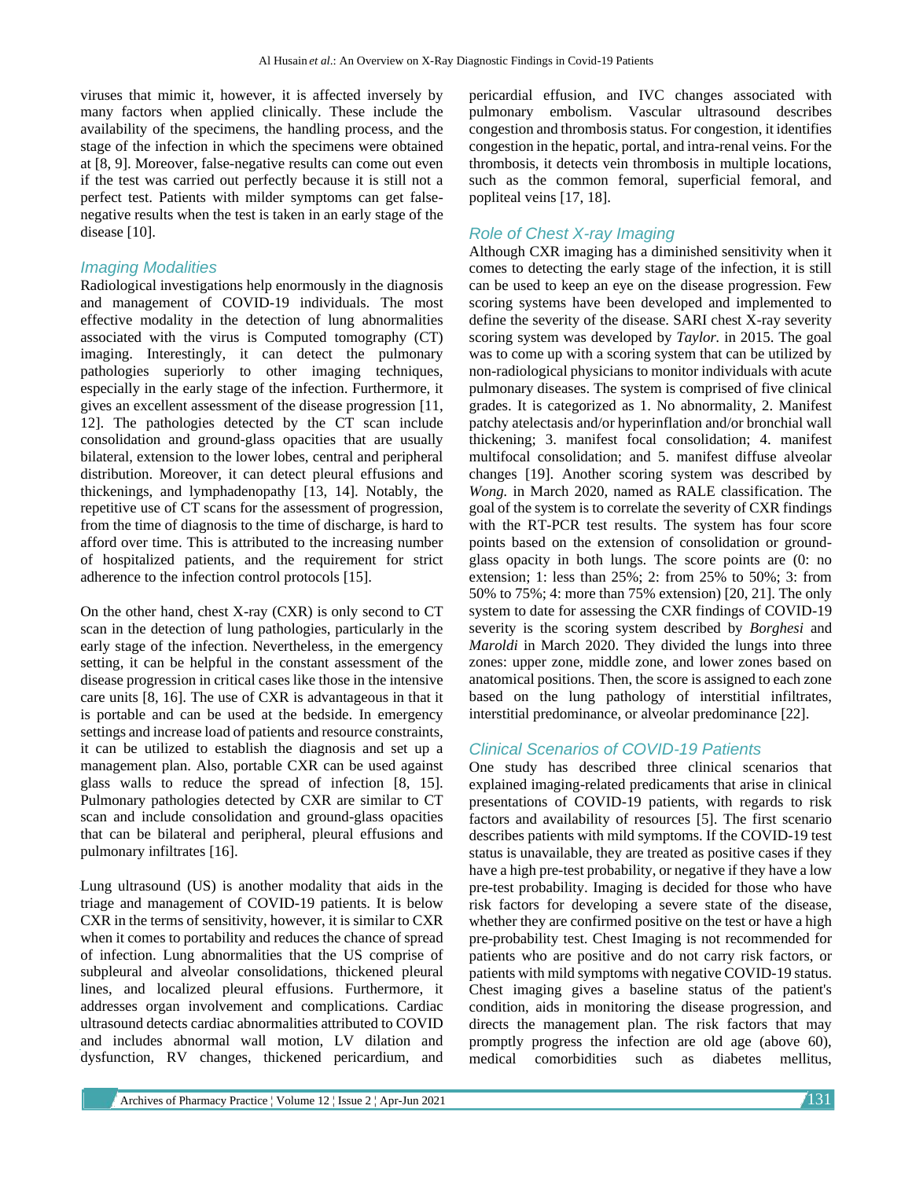viruses that mimic it, however, it is affected inversely by many factors when applied clinically. These include the availability of the specimens, the handling process, and the stage of the infection in which the specimens were obtained at [8, 9]. Moreover, false-negative results can come out even if the test was carried out perfectly because it is still not a perfect test. Patients with milder symptoms can get false-negative results when the test is taken in an early stage of the disease [10].

## Imaging Modalities

Radiological investigations help enormously in the diagnosis and management of COVID-19 individuals. The most effective modality in the detection of lung abnormalities associated with the virus is Computed tomography (CT) imaging. Interestingly, it can detect the pulmonary pathologies superiorly to other imaging techniques, especially in the early stage of the infection. Furthermore, it gives an excellent assessment of the disease progression [11, 12]. The pathologies detected by the CT scan include consolidation and ground-glass opacities that are usually bilateral, extension to the lower lobes, central and peripheral distribution. Moreover, it can detect pleural effusions and thickenings, and lymphadenopathy [13, 14]. Notably, the repetitive use of CT scans for the assessment of progression, from the time of diagnosis to the time of discharge, is hard to afford over time. This is attributed to the increasing number of hospitalized patients, and the requirement for strict adherence to the infection control protocols [15].

On the other hand, chest X-ray (CXR) is only second to CT scan in the detection of lung pathologies, particularly in the early stage of the infection. Nevertheless, in the emergency setting, it can be helpful in the constant assessment of the disease progression in critical cases like those in the intensive care units [8, 16]. The use of CXR is advantageous in that it is portable and can be used at the bedside. In emergency settings and increase load of patients and resource constraints, it can be utilized to establish the diagnosis and set up a management plan. Also, portable CXR can be used against glass walls to reduce the spread of infection [8, 15]. Pulmonary pathologies detected by CXR are similar to CT scan and include consolidation and ground-glass opacities that can be bilateral and peripheral, pleural effusions and pulmonary infiltrates [16].

Lung ultrasound (US) is another modality that aids in the triage and management of COVID-19 patients. It is below CXR in the terms of sensitivity, however, it is similar to CXR when it comes to portability and reduces the chance of spread of infection. Lung abnormalities that the US comprise of subpleural and alveolar consolidations, thickened pleural lines, and localized pleural effusions. Furthermore, it addresses organ involvement and complications. Cardiac ultrasound detects cardiac abnormalities attributed to COVID and includes abnormal wall motion, LV dilation and dysfunction, RV changes, thickened pericardium, and pericardial effusion, and IVC changes associated with pulmonary embolism. Vascular ultrasound describes congestion and thrombosis status. For congestion, it identifies congestion in the hepatic, portal, and intra-renal veins. For the thrombosis, it detects vein thrombosis in multiple locations, such as the common femoral, superficial femoral, and popliteal veins [17, 18].

## Role of Chest X-ray Imaging

Although CXR imaging has a diminished sensitivity when it comes to detecting the early stage of the infection, it is still can be used to keep an eye on the disease progression. Few scoring systems have been developed and implemented to define the severity of the disease. SARI chest X-ray severity scoring system was developed by *Taylor.* in 2015. The goal was to come up with a scoring system that can be utilized by non-radiological physicians to monitor individuals with acute pulmonary diseases. The system is comprised of five clinical grades. It is categorized as 1. No abnormality, 2. Manifest patchy atelectasis and/or hyperinflation and/or bronchial wall thickening; 3. manifest focal consolidation; 4. manifest multifocal consolidation; and 5. manifest diffuse alveolar changes [19]. Another scoring system was described by *Wong.* in March 2020, named as RALE classification. The goal of the system is to correlate the severity of CXR findings with the RT-PCR test results. The system has four score points based on the extension of consolidation or ground-glass opacity in both lungs. The score points are (0: no extension; 1: less than 25%; 2: from 25% to 50%; 3: from 50% to 75%; 4: more than 75% extension) [20, 21]. The only system to date for assessing the CXR findings of COVID-19 severity is the scoring system described by *Borghesi* and *Maroldi* in March 2020. They divided the lungs into three zones: upper zone, middle zone, and lower zones based on anatomical positions. Then, the score is assigned to each zone based on the lung pathology of interstitial infiltrates, interstitial predominance, or alveolar predominance [22].

## Clinical Scenarios of COVID-19 Patients

One study has described three clinical scenarios that explained imaging-related predicaments that arise in clinical presentations of COVID-19 patients, with regards to risk factors and availability of resources [5]. The first scenario describes patients with mild symptoms. If the COVID-19 test status is unavailable, they are treated as positive cases if they have a high pre-test probability, or negative if they have a low pre-test probability. Imaging is decided for those who have risk factors for developing a severe state of the disease, whether they are confirmed positive on the test or have a high pre-probability test. Chest Imaging is not recommended for patients who are positive and do not carry risk factors, or patients with mild symptoms with negative COVID-19 status. Chest imaging gives a baseline status of the patient's condition, aids in monitoring the disease progression, and directs the management plan. The risk factors that may promptly progress the infection are old age (above 60), medical comorbidities such as diabetes mellitus,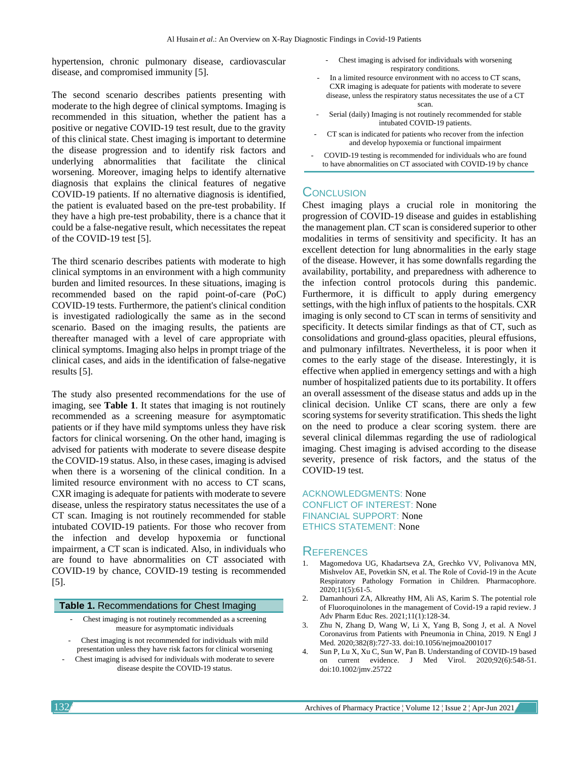hypertension, chronic pulmonary disease, cardiovascular disease, and compromised immunity [5].

The second scenario describes patients presenting with moderate to the high degree of clinical symptoms. Imaging is recommended in this situation, whether the patient has a positive or negative COVID-19 test result, due to the gravity of this clinical state. Chest imaging is important to determine the disease progression and to identify risk factors and underlying abnormalities that facilitate the clinical worsening. Moreover, imaging helps to identify alternative diagnosis that explains the clinical features of negative COVID-19 patients. If no alternative diagnosis is identified, the patient is evaluated based on the pre-test probability. If they have a high pre-test probability, there is a chance that it could be a false-negative result, which necessitates the repeat of the COVID-19 test [5].

The third scenario describes patients with moderate to high clinical symptoms in an environment with a high community burden and limited resources. In these situations, imaging is recommended based on the rapid point-of-care (PoC) COVID-19 tests. Furthermore, the patient's clinical condition is investigated radiologically the same as in the second scenario. Based on the imaging results, the patients are thereafter managed with a level of care appropriate with clinical symptoms. Imaging also helps in prompt triage of the clinical cases, and aids in the identification of false-negative results [5].

The study also presented recommendations for the use of imaging, see **Table 1**. It states that imaging is not routinely recommended as a screening measure for asymptomatic patients or if they have mild symptoms unless they have risk factors for clinical worsening. On the other hand, imaging is advised for patients with moderate to severe disease despite the COVID-19 status. Also, in these cases, imaging is advised when there is a worsening of the clinical condition. In a limited resource environment with no access to CT scans, CXR imaging is adequate for patients with moderate to severe disease, unless the respiratory status necessitates the use of a CT scan. Imaging is not routinely recommended for stable intubated COVID-19 patients. For those who recover from the infection and develop hypoxemia or functional impairment, a CT scan is indicated. Also, in individuals who are found to have abnormalities on CT associated with COVID-19 by chance, COVID-19 testing is recommended [5].

**Table 1.** Recommendations for Chest Imaging

- Chest imaging is not routinely recommended as a screening measure for asymptomatic individuals
- Chest imaging is not recommended for individuals with mild presentation unless they have risk factors for clinical worsening
- Chest imaging is advised for individuals with moderate to severe disease despite the COVID-19 status.
- Chest imaging is advised for individuals with worsening respiratory conditions.
- In a limited resource environment with no access to CT scans, CXR imaging is adequate for patients with moderate to severe disease, unless the respiratory status necessitates the use of a CT scan.
- Serial (daily) Imaging is not routinely recommended for stable intubated COVID-19 patients.
- CT scan is indicated for patients who recover from the infection and develop hypoxemia or functional impairment
- COVID-19 testing is recommended for individuals who are found to have abnormalities on CT associated with COVID-19 by chance

## Conclusion

Chest imaging plays a crucial role in monitoring the progression of COVID-19 disease and guides in establishing the management plan. CT scan is considered superior to other modalities in terms of sensitivity and specificity. It has an excellent detection for lung abnormalities in the early stage of the disease. However, it has some downfalls regarding the availability, portability, and preparedness with adherence to the infection control protocols during this pandemic. Furthermore, it is difficult to apply during emergency settings, with the high influx of patients to the hospitals. CXR imaging is only second to CT scan in terms of sensitivity and specificity. It detects similar findings as that of CT, such as consolidations and ground-glass opacities, pleural effusions, and pulmonary infiltrates. Nevertheless, it is poor when it comes to the early stage of the disease. Interestingly, it is effective when applied in emergency settings and with a high number of hospitalized patients due to its portability. It offers an overall assessment of the disease status and adds up in the clinical decision. Unlike CT scans, there are only a few scoring systems for severity stratification. This sheds the light on the need to produce a clear scoring system. there are several clinical dilemmas regarding the use of radiological imaging. Chest imaging is advised according to the disease severity, presence of risk factors, and the status of the COVID-19 test.

ACKNOWLEDGMENTS: None

CONFLICT OF INTEREST: None

FINANCIAL SUPPORT: None

ETHICS STATEMENT: None

## References

1. Magomedova UG, Khadartseva ZA, Grechko VV, Polivanova MN, Mishvelov AE, Povetkin SN, et al. The Role of Covid-19 in the Acute Respiratory Pathology Formation in Children. Pharmacophore. 2020;11(5):61-5.
2. Damanhouri ZA, Alkreathy HM, Ali AS, Karim S. The potential role of Fluoroquinolones in the management of Covid-19 a rapid review. J Adv Pharm Educ Res. 2021;11(1):128-34.
3. Zhu N, Zhang D, Wang W, Li X, Yang B, Song J, et al. A Novel Coronavirus from Patients with Pneumonia in China, 2019. N Engl J Med. 2020;382(8):727-33. doi:10.1056/nejmoa2001017
4. Sun P, Lu X, Xu C, Sun W, Pan B. Understanding of COVID-19 based on current evidence. J Med Virol. 2020;92(6):548-51. doi:10.1002/jmv.25722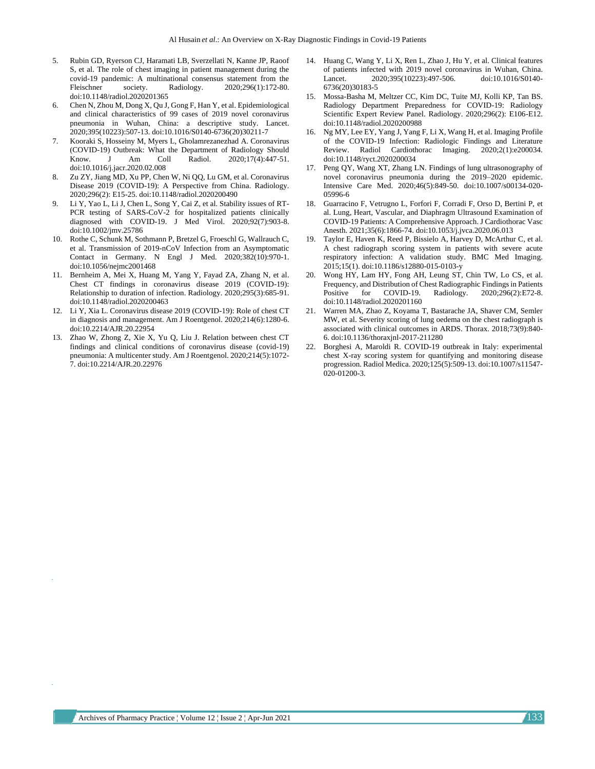5. Rubin GD, Ryerson CJ, Haramati LB, Sverzellati N, Kanne JP, Raoof S, et al. The role of chest imaging in patient management during the covid-19 pandemic: A multinational consensus statement from the Fleischner society. Radiology. 2020;296(1):172-80. doi:10.1148/radiol.2020201365
6. Chen N, Zhou M, Dong X, Qu J, Gong F, Han Y, et al. Epidemiological and clinical characteristics of 99 cases of 2019 novel coronavirus pneumonia in Wuhan, China: a descriptive study. Lancet. 2020;395(10223):507-13. doi:10.1016/S0140-6736(20)30211-7
7. Kooraki S, Hosseiny M, Myers L, Gholamrezanezhad A. Coronavirus (COVID-19) Outbreak: What the Department of Radiology Should Know. J Am Coll Radiol. 2020;17(4):447-51. doi:10.1016/j.jacr.2020.02.008
8. Zu ZY, Jiang MD, Xu PP, Chen W, Ni QQ, Lu GM, et al. Coronavirus Disease 2019 (COVID-19): A Perspective from China. Radiology. 2020;296(2): E15-25. doi:10.1148/radiol.2020200490
9. Li Y, Yao L, Li J, Chen L, Song Y, Cai Z, et al. Stability issues of RT-PCR testing of SARS-CoV-2 for hospitalized patients clinically diagnosed with COVID-19. J Med Virol. 2020;92(7):903-8. doi:10.1002/jmv.25786
10. Rothe C, Schunk M, Sothmann P, Bretzel G, Froeschl G, Wallrauch C, et al. Transmission of 2019-nCoV Infection from an Asymptomatic Contact in Germany. N Engl J Med. 2020;382(10):970-1. doi:10.1056/nejmc2001468
11. Bernheim A, Mei X, Huang M, Yang Y, Fayad ZA, Zhang N, et al. Chest CT findings in coronavirus disease 2019 (COVID-19): Relationship to duration of infection. Radiology. 2020;295(3):685-91. doi:10.1148/radiol.2020200463
12. Li Y, Xia L. Coronavirus disease 2019 (COVID-19): Role of chest CT in diagnosis and management. Am J Roentgenol. 2020;214(6):1280-6. doi:10.2214/AJR.20.22954
13. Zhao W, Zhong Z, Xie X, Yu Q, Liu J. Relation between chest CT findings and clinical conditions of coronavirus disease (covid-19) pneumonia: A multicenter study. Am J Roentgenol. 2020;214(5):1072-7. doi:10.2214/AJR.20.22976
14. Huang C, Wang Y, Li X, Ren L, Zhao J, Hu Y, et al. Clinical features of patients infected with 2019 novel coronavirus in Wuhan, China. Lancet. 2020;395(10223):497-506. doi:10.1016/S0140-6736(20)30183-5
15. Mossa-Basha M, Meltzer CC, Kim DC, Tuite MJ, Kolli KP, Tan BS. Radiology Department Preparedness for COVID-19: Radiology Scientific Expert Review Panel. Radiology. 2020;296(2): E106-E12. doi:10.1148/radiol.2020200988
16. Ng MY, Lee EY, Yang J, Yang F, Li X, Wang H, et al. Imaging Profile of the COVID-19 Infection: Radiologic Findings and Literature Review. Radiol Cardiothorac Imaging. 2020;2(1):e200034. doi:10.1148/ryct.2020200034
17. Peng QY, Wang XT, Zhang LN. Findings of lung ultrasonography of novel coronavirus pneumonia during the 2019–2020 epidemic. Intensive Care Med. 2020;46(5):849-50. doi:10.1007/s00134-020-05996-6
18. Guarracino F, Vetrugno L, Forfori F, Corradi F, Orso D, Bertini P, et al. Lung, Heart, Vascular, and Diaphragm Ultrasound Examination of COVID-19 Patients: A Comprehensive Approach. J Cardiothorac Vasc Anesth. 2021;35(6):1866-74. doi:10.1053/j.jvca.2020.06.013
19. Taylor E, Haven K, Reed P, Bissielo A, Harvey D, McArthur C, et al. A chest radiograph scoring system in patients with severe acute respiratory infection: A validation study. BMC Med Imaging. 2015;15(1). doi:10.1186/s12880-015-0103-y
20. Wong HY, Lam HY, Fong AH, Leung ST, Chin TW, Lo CS, et al. Frequency, and Distribution of Chest Radiographic Findings in Patients Positive for COVID-19. Radiology. 2020;296(2):E72-8. doi:10.1148/radiol.2020201160
21. Warren MA, Zhao Z, Koyama T, Bastarache JA, Shaver CM, Semler MW, et al. Severity scoring of lung oedema on the chest radiograph is associated with clinical outcomes in ARDS. Thorax. 2018;73(9):840-6. doi:10.1136/thoraxjnl-2017-211280
22. Borghesi A, Maroldi R. COVID-19 outbreak in Italy: experimental chest X-ray scoring system for quantifying and monitoring disease progression. Radiol Medica. 2020;125(5):509-13. doi:10.1007/s11547-020-01200-3.